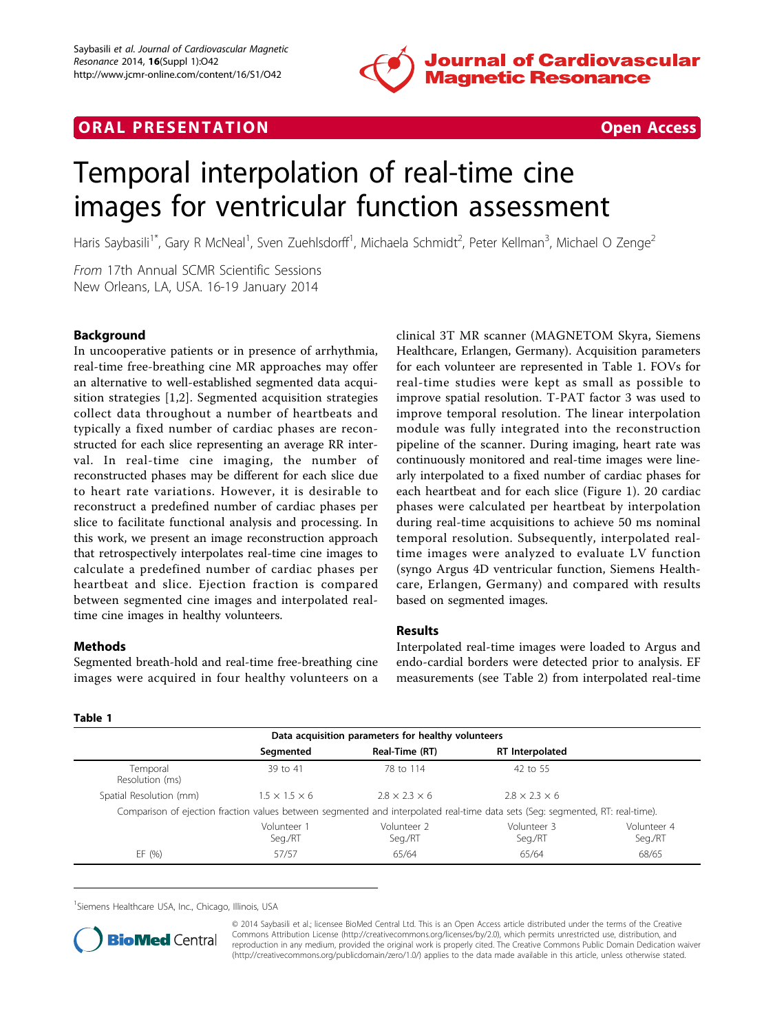**ORAL PRESENTATION** **Open Access**

# Temporal interpolation of real-time cine images for ventricular function assessment

Haris Saybasili[1*], Gary R McNeal[1], Sven Zuehlsdorff[1], Michaela Schmidt[2], Peter Kellman[3], Michael O Zenge[2]

*From* 17th Annual SCMR Scientific Sessions
New Orleans, LA, USA. 16-19 January 2014

## Background

In uncooperative patients or in presence of arrhythmia, real-time free-breathing cine MR approaches may offer an alternative to well-established segmented data acquisition strategies [1,2]. Segmented acquisition strategies collect data throughout a number of heartbeats and typically a fixed number of cardiac phases are reconstructed for each slice representing an average RR interval. In real-time cine imaging, the number of reconstructed phases may be different for each slice due to heart rate variations. However, it is desirable to reconstruct a predefined number of cardiac phases per slice to facilitate functional analysis and processing. In this work, we present an image reconstruction approach that retrospectively interpolates real-time cine images to calculate a predefined number of cardiac phases per heartbeat and slice. Ejection fraction is compared between segmented cine images and interpolated real-time cine images in healthy volunteers.

## Methods

Segmented breath-hold and real-time free-breathing cine images were acquired in four healthy volunteers on a clinical 3T MR scanner (MAGNETOM Skyra, Siemens Healthcare, Erlangen, Germany). Acquisition parameters for each volunteer are represented in Table 1. FOVs for real-time studies were kept as small as possible to improve spatial resolution. T-PAT factor 3 was used to improve temporal resolution. The linear interpolation module was fully integrated into the reconstruction pipeline of the scanner. During imaging, heart rate was continuously monitored and real-time images were linearly interpolated to a fixed number of cardiac phases for each heartbeat and for each slice (Figure 1). 20 cardiac phases were calculated per heartbeat by interpolation during real-time acquisitions to achieve 50 ms nominal temporal resolution. Subsequently, interpolated real-time images were analyzed to evaluate LV function (syngo Argus 4D ventricular function, Siemens Healthcare, Erlangen, Germany) and compared with results based on segmented images.

## Results

Interpolated real-time images were loaded to Argus and endo-cardial borders were detected prior to analysis. EF measurements (see Table 2) from interpolated real-time

**Table 1**

| Data acquisition parameters for healthy volunteers | | | | |
|---|---|---|---|---|
| | Segmented | Real-Time (RT) | RT Interpolated | |
| Temporal Resolution (ms) | 39 to 41 | 78 to 114 | 42 to 55 | |
| Spatial Resolution (mm) | 1.5 × 1.5 × 6 | 2.8 × 2.3 × 6 | 2.8 × 2.3 × 6 | |
| Comparison of ejection fraction values between segmented and interpolated real-time data sets (Seg: segmented, RT: real-time). | | | | |
| | Volunteer 1 Seg./RT | Volunteer 2 Seg./RT | Volunteer 3 Seg./RT | Volunteer 4 Seg./RT |
| EF (%) | 57/57 | 65/64 | 65/64 | 68/65 |

[1]Siemens Healthcare USA, Inc., Chicago, Illinois, USA

© 2014 Saybasili et al.; licensee BioMed Central Ltd. This is an Open Access article distributed under the terms of the Creative Commons Attribution License (http://creativecommons.org/licenses/by/2.0), which permits unrestricted use, distribution, and reproduction in any medium, provided the original work is properly cited. The Creative Commons Public Domain Dedication waiver (http://creativecommons.org/publicdomain/zero/1.0/) applies to the data made available in this article, unless otherwise stated.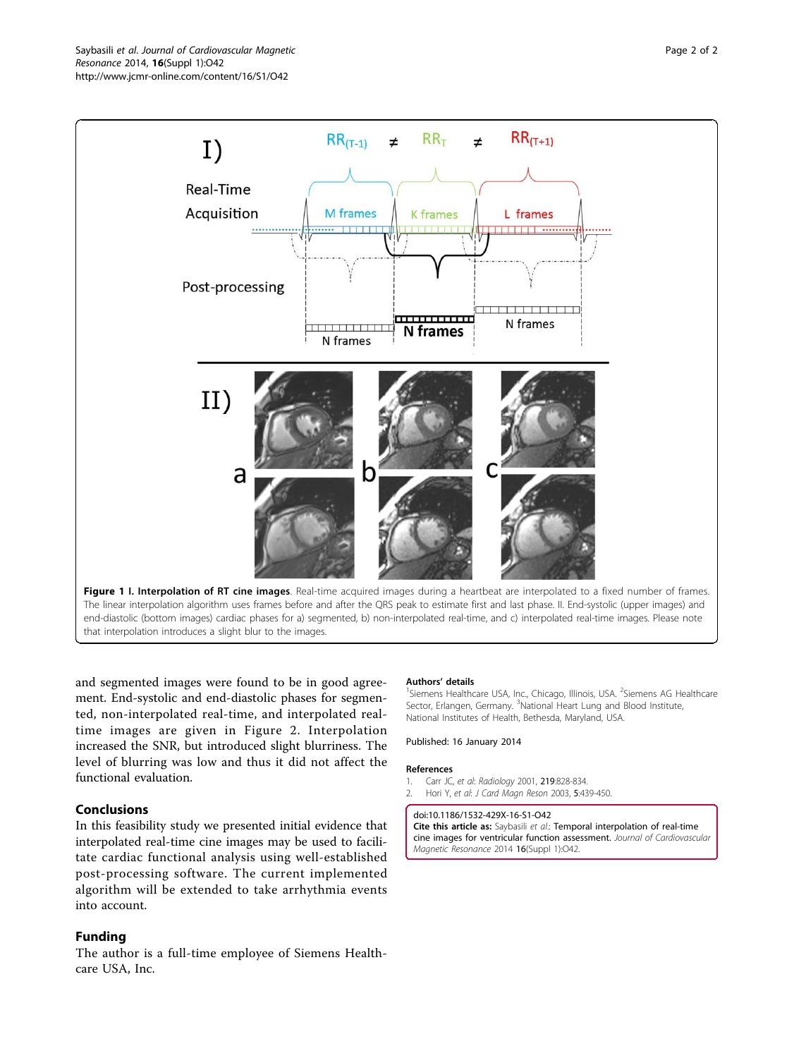I)

$RR_{(T-1)}$ ≠ $RR_T$ ≠ $RR_{(T+1)}$

Real-Time Acquisition

M frames

K frames

L frames

Post-processing

N frames

N frames

N frames

II)

a

b

c

**Figure 1 I. Interpolation of RT cine images**. Real-time acquired images during a heartbeat are interpolated to a fixed number of frames. The linear interpolation algorithm uses frames before and after the QRS peak to estimate first and last phase. II. End-systolic (upper images) and end-diastolic (bottom images) cardiac phases for a) segmented, b) non-interpolated real-time, and c) interpolated real-time images. Please note that interpolation introduces a slight blur to the images.

and segmented images were found to be in good agreement. End-systolic and end-diastolic phases for segmented, non-interpolated real-time, and interpolated real-time images are given in Figure 2. Interpolation increased the SNR, but introduced slight blurriness. The level of blurring was low and thus it did not affect the functional evaluation.

## Conclusions

In this feasibility study we presented initial evidence that interpolated real-time cine images may be used to facilitate cardiac functional analysis using well-established post-processing software. The current implemented algorithm will be extended to take arrhythmia events into account.

## Funding

The author is a full-time employee of Siemens Healthcare USA, Inc.

#### Authors' details

[1]Siemens Healthcare USA, Inc., Chicago, Illinois, USA. [2]Siemens AG Healthcare Sector, Erlangen, Germany. [3]National Heart Lung and Blood Institute, National Institutes of Health, Bethesda, Maryland, USA.

Published: 16 January 2014

#### References

1. Carr JC, *et al*: *Radiology* 2001, **219**:828-834.
2. Hori Y, *et al*: *J Card Magn Reson* 2003, **5**:439-450.

doi:10.1186/1532-429X-16-S1-O42
**Cite this article as:** Saybasili *et al.*: Temporal interpolation of real-time cine images for ventricular function assessment. *Journal of Cardiovascular Magnetic Resonance* 2014 **16**(Suppl 1):O42.